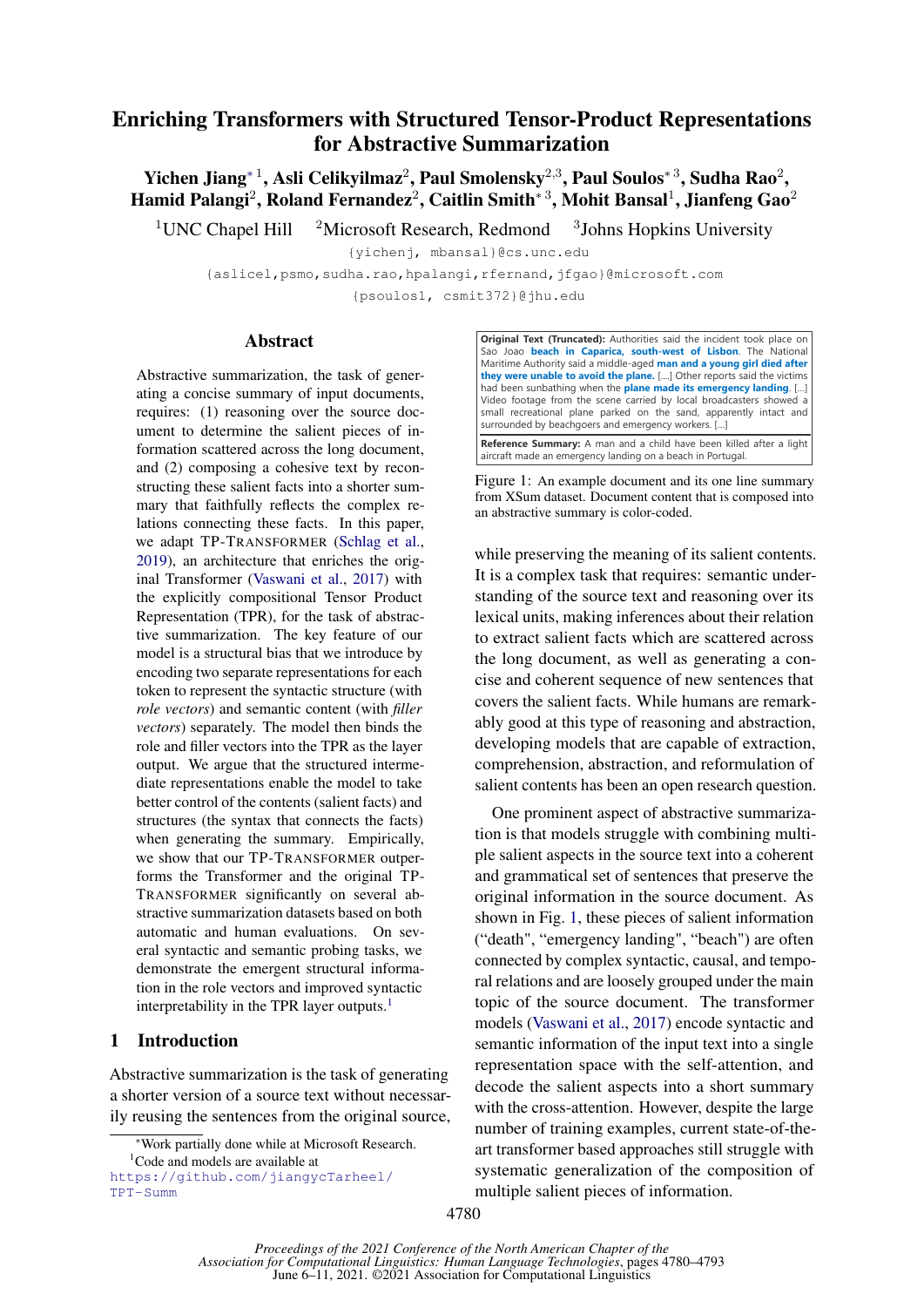# Enriching Transformers with Structured Tensor-Product Representations for Abstractive Summarization

**Yichen Jiang*[1], Asli Celikyilmaz[2], Paul Smolensky[2,3], Paul Soulos*[3], Sudha Rao[2], Hamid Palangi[2], Roland Fernandez[2], Caitlin Smith*[3], Mohit Bansal[1], Jianfeng Gao[2]**

[1]UNC Chapel Hill [2]Microsoft Research, Redmond [3]Johns Hopkins University

{yichenj, mbansal}@cs.unc.edu

{aslicel,psmo,sudha.rao,hpalangi,rfernand,jfgao}@microsoft.com

{psoulos1, csmit372}@jhu.edu

## Abstract

Abstractive summarization, the task of generating a concise summary of input documents, requires: (1) reasoning over the source document to determine the salient pieces of information scattered across the long document, and (2) composing a cohesive text by reconstructing these salient facts into a shorter summary that faithfully reflects the complex relations connecting these facts. In this paper, we adapt TP-TRANSFORMER (Schlag et al., 2019), an architecture that enriches the original Transformer (Vaswani et al., 2017) with the explicitly compositional Tensor Product Representation (TPR), for the task of abstractive summarization. The key feature of our model is a structural bias that we introduce by encoding two separate representations for each token to represent the syntactic structure (with *role vectors*) and semantic content (with *filler vectors*) separately. The model then binds the role and filler vectors into the TPR as the layer output. We argue that the structured intermediate representations enable the model to take better control of the contents (salient facts) and structures (the syntax that connects the facts) when generating the summary. Empirically, we show that our TP-TRANSFORMER outperforms the Transformer and the original TP-TRANSFORMER significantly on several abstractive summarization datasets based on both automatic and human evaluations. On several syntactic and semantic probing tasks, we demonstrate the emergent structural information in the role vectors and improved syntactic interpretability in the TPR layer outputs.[1]

**Original Text (Truncated):** Authorities said the incident took place on Sao Joao **beach in Caparica, south-west of Lisbon**. The National Maritime Authority said a middle-aged **man and a young girl died after they were unable to avoid the plane.** [...] Other reports said the victims had been sunbathing when the **plane made its emergency landing**. [...] Video footage from the scene carried by local broadcasters showed a small recreational plane parked on the sand, apparently intact and surrounded by beachgoers and emergency workers. [...]

**Reference Summary:** A man and a child have been killed after a light aircraft made an emergency landing on a beach in Portugal.

Figure 1: An example document and its one line summary from XSum dataset. Document content that is composed into an abstractive summary is color-coded.

## 1 Introduction

Abstractive summarization is the task of generating a shorter version of a source text without necessarily reusing the sentences from the original source, while preserving the meaning of its salient contents. It is a complex task that requires: semantic understanding of the source text and reasoning over its lexical units, making inferences about their relation to extract salient facts which are scattered across the long document, as well as generating a concise and coherent sequence of new sentences that covers the salient facts. While humans are remarkably good at this type of reasoning and abstraction, developing models that are capable of extraction, comprehension, abstraction, and reformulation of salient contents has been an open research question.

One prominent aspect of abstractive summarization is that models struggle with combining multiple salient aspects in the source text into a coherent and grammatical set of sentences that preserve the original information in the source document. As shown in Fig. 1, these pieces of salient information ("death", "emergency landing", "beach") are often connected by complex syntactic, causal, and temporal relations and are loosely grouped under the main topic of the source document. The transformer models (Vaswani et al., 2017) encode syntactic and semantic information of the input text into a single representation space with the self-attention, and decode the salient aspects into a short summary with the cross-attention. However, despite the large number of training examples, current state-of-the-art transformer based approaches still struggle with systematic generalization of the composition of multiple salient pieces of information.

*Work partially done while at Microsoft Research.

[1]Code and models are available at https://github.com/jiangycTarheel/TPT-Summ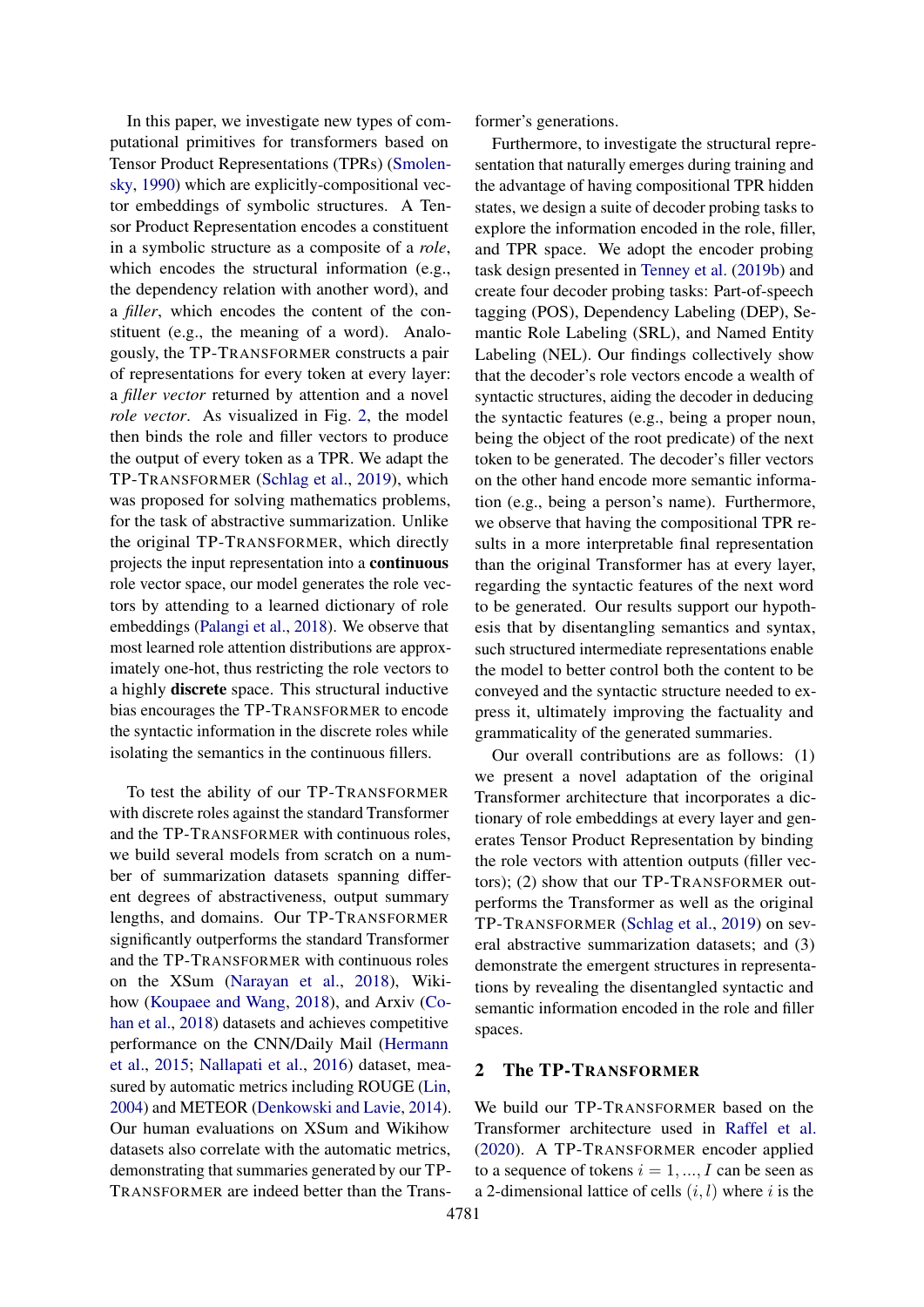In this paper, we investigate new types of computational primitives for transformers based on Tensor Product Representations (TPRs) (Smolensky, 1990) which are explicitly-compositional vector embeddings of symbolic structures. A Tensor Product Representation encodes a constituent in a symbolic structure as a composite of a *role*, which encodes the structural information (e.g., the dependency relation with another word), and a *filler*, which encodes the content of the constituent (e.g., the meaning of a word). Analogously, the TP-TRANSFORMER constructs a pair of representations for every token at every layer: a *filler vector* returned by attention and a novel *role vector*. As visualized in Fig. 2, the model then binds the role and filler vectors to produce the output of every token as a TPR. We adapt the TP-TRANSFORMER (Schlag et al., 2019), which was proposed for solving mathematics problems, for the task of abstractive summarization. Unlike the original TP-TRANSFORMER, which directly projects the input representation into a **continuous** role vector space, our model generates the role vectors by attending to a learned dictionary of role embeddings (Palangi et al., 2018). We observe that most learned role attention distributions are approximately one-hot, thus restricting the role vectors to a highly **discrete** space. This structural inductive bias encourages the TP-TRANSFORMER to encode the syntactic information in the discrete roles while isolating the semantics in the continuous fillers.

To test the ability of our TP-TRANSFORMER with discrete roles against the standard Transformer and the TP-TRANSFORMER with continuous roles, we build several models from scratch on a number of summarization datasets spanning different degrees of abstractiveness, output summary lengths, and domains. Our TP-TRANSFORMER significantly outperforms the standard Transformer and the TP-TRANSFORMER with continuous roles on the XSum (Narayan et al., 2018), Wikihow (Koupaee and Wang, 2018), and Arxiv (Cohan et al., 2018) datasets and achieves competitive performance on the CNN/Daily Mail (Hermann et al., 2015; Nallapati et al., 2016) dataset, measured by automatic metrics including ROUGE (Lin, 2004) and METEOR (Denkowski and Lavie, 2014). Our human evaluations on XSum and Wikihow datasets also correlate with the automatic metrics, demonstrating that summaries generated by our TP-TRANSFORMER are indeed better than the Transformer's generations.

Furthermore, to investigate the structural representation that naturally emerges during training and the advantage of having compositional TPR hidden states, we design a suite of decoder probing tasks to explore the information encoded in the role, filler, and TPR space. We adopt the encoder probing task design presented in Tenney et al. (2019b) and create four decoder probing tasks: Part-of-speech tagging (POS), Dependency Labeling (DEP), Semantic Role Labeling (SRL), and Named Entity Labeling (NEL). Our findings collectively show that the decoder's role vectors encode a wealth of syntactic structures, aiding the decoder in deducing the syntactic features (e.g., being a proper noun, being the object of the root predicate) of the next token to be generated. The decoder's filler vectors on the other hand encode more semantic information (e.g., being a person's name). Furthermore, we observe that having the compositional TPR results in a more interpretable final representation than the original Transformer has at every layer, regarding the syntactic features of the next word to be generated. Our results support our hypothesis that by disentangling semantics and syntax, such structured intermediate representations enable the model to better control both the content to be conveyed and the syntactic structure needed to express it, ultimately improving the factuality and grammaticality of the generated summaries.

Our overall contributions are as follows: (1) we present a novel adaptation of the original Transformer architecture that incorporates a dictionary of role embeddings at every layer and generates Tensor Product Representation by binding the role vectors with attention outputs (filler vectors); (2) show that our TP-TRANSFORMER outperforms the Transformer as well as the original TP-TRANSFORMER (Schlag et al., 2019) on several abstractive summarization datasets; and (3) demonstrate the emergent structures in representations by revealing the disentangled syntactic and semantic information encoded in the role and filler spaces.

## 2 The TP-TRANSFORMER

We build our TP-TRANSFORMER based on the Transformer architecture used in Raffel et al. (2020). A TP-TRANSFORMER encoder applied to a sequence of tokens $i = 1, ..., I$ can be seen as a 2-dimensional lattice of cells $(i, l)$ where $i$ is the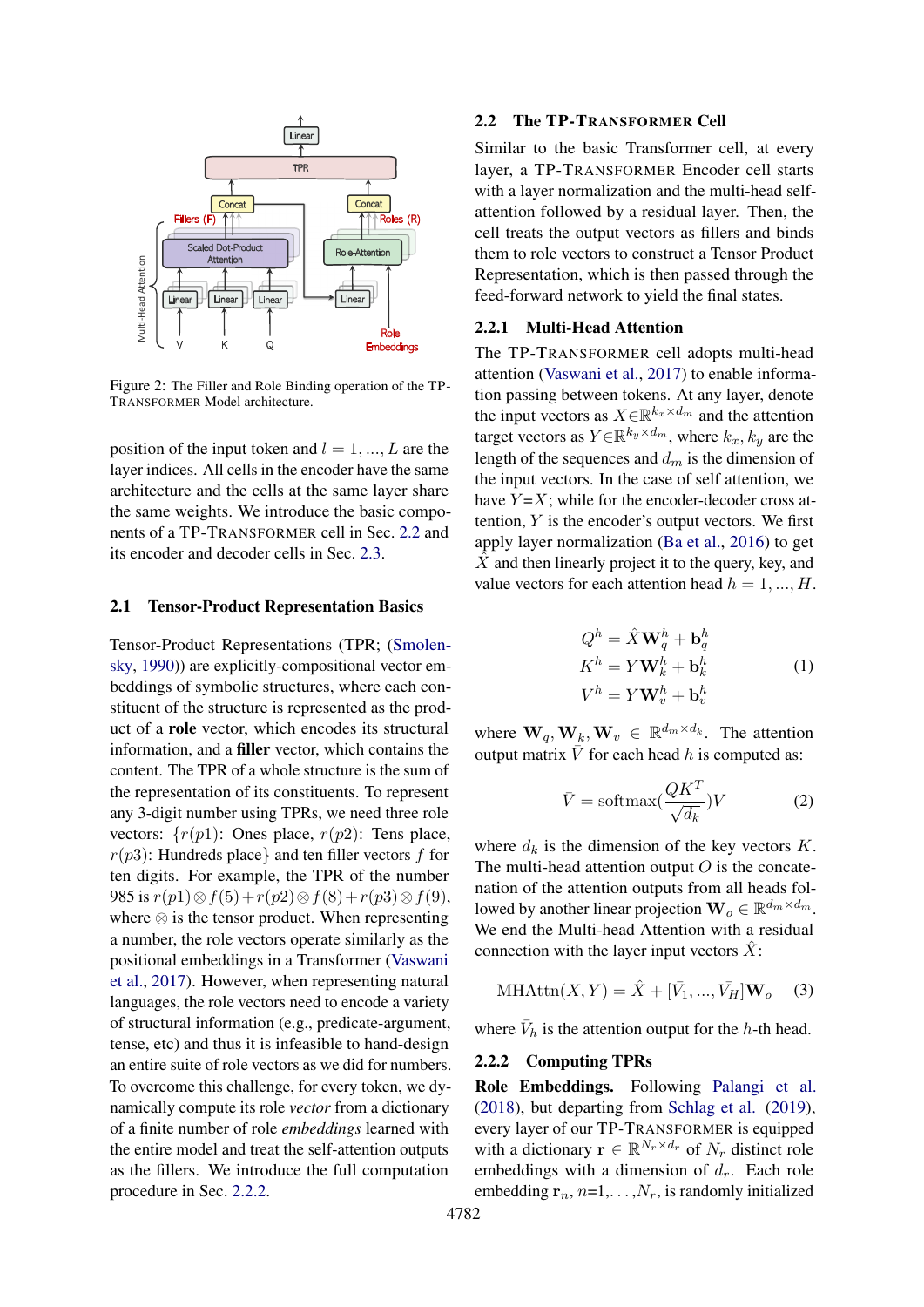Figure 2: The Filler and Role Binding operation of the TP-TRANSFORMER Model architecture.

position of the input token and $l = 1, ..., L$ are the layer indices. All cells in the encoder have the same architecture and the cells at the same layer share the same weights. We introduce the basic components of a TP-TRANSFORMER cell in Sec. 2.2 and its encoder and decoder cells in Sec. 2.3.

## 2.1 Tensor-Product Representation Basics

Tensor-Product Representations (TPR; (Smolensky, 1990)) are explicitly-compositional vector embeddings of symbolic structures, where each constituent of the structure is represented as the product of a **role** vector, which encodes its structural information, and a **filler** vector, which contains the content. The TPR of a whole structure is the sum of the representation of its constituents. To represent any 3-digit number using TPRs, we need three role vectors: $\{r(p1)$: Ones place, $r(p2)$: Tens place, $r(p3)$: Hundreds place$\}$ and ten filler vectors $f$ for ten digits. For example, the TPR of the number 985 is $r(p1) \otimes f(5) + r(p2) \otimes f(8) + r(p3) \otimes f(9)$, where $\otimes$ is the tensor product. When representing a number, the role vectors operate similarly as the positional embeddings in a Transformer (Vaswani et al., 2017). However, when representing natural languages, the role vectors need to encode a variety of structural information (e.g., predicate-argument, tense, etc) and thus it is infeasible to hand-design an entire suite of role vectors as we did for numbers. To overcome this challenge, for every token, we dynamically compute its role *vector* from a dictionary of a finite number of role *embeddings* learned with the entire model and treat the self-attention outputs as the fillers. We introduce the full computation procedure in Sec. 2.2.2.

## 2.2 The TP-TRANSFORMER Cell

Similar to the basic Transformer cell, at every layer, a TP-TRANSFORMER Encoder cell starts with a layer normalization and the multi-head self-attention followed by a residual layer. Then, the cell treats the output vectors as fillers and binds them to role vectors to construct a Tensor Product Representation, which is then passed through the feed-forward network to yield the final states.

### 2.2.1 Multi-Head Attention

The TP-TRANSFORMER cell adopts multi-head attention (Vaswani et al., 2017) to enable information passing between tokens. At any layer, denote the input vectors as $X \in \mathbb{R}^{k_x \times d_m}$ and the attention target vectors as $Y \in \mathbb{R}^{k_y \times d_m}$, where $k_x, k_y$ are the length of the sequences and $d_m$ is the dimension of the input vectors. In the case of self attention, we have $Y = X$; while for the encoder-decoder cross attention, $Y$ is the encoder's output vectors. We first apply layer normalization (Ba et al., 2016) to get $\hat{X}$ and then linearly project it to the query, key, and value vectors for each attention head $h = 1, ..., H$.

$$\begin{aligned} Q^h &= \hat{X}\mathbf{W}_q^h + \mathbf{b}_q^h \\ K^h &= Y\mathbf{W}_k^h + \mathbf{b}_k^h \\ V^h &= Y\mathbf{W}_v^h + \mathbf{b}_v^h \end{aligned} \tag{1}$$

where $\mathbf{W}_q, \mathbf{W}_k, \mathbf{W}_v \in \mathbb{R}^{d_m \times d_k}$. The attention output matrix $\bar{V}$ for each head $h$ is computed as:

$$\bar{V} = \text{softmax}(\frac{QK^T}{\sqrt{d_k}})V \tag{2}$$

where $d_k$ is the dimension of the key vectors $K$. The multi-head attention output $O$ is the concatenation of the attention outputs from all heads followed by another linear projection $\mathbf{W}_o \in \mathbb{R}^{d_m \times d_m}$. We end the Multi-head Attention with a residual connection with the layer input vectors $\hat{X}$:

$$\text{MHAttn}(X, Y) = \hat{X} + [\bar{V}_1, ..., \bar{V}_H]\mathbf{W}_o \tag{3}$$

where $\bar{V}_h$ is the attention output for the $h$-th head.

### 2.2.2 Computing TPRs

**Role Embeddings.** Following Palangi et al. (2018), but departing from Schlag et al. (2019), every layer of our TP-TRANSFORMER is equipped with a dictionary $\mathbf{r} \in \mathbb{R}^{N_r \times d_r}$ of $N_r$ distinct role embeddings with a dimension of $d_r$. Each role embedding $\mathbf{r}_n$, $n$=1,...,$N_r$, is randomly initialized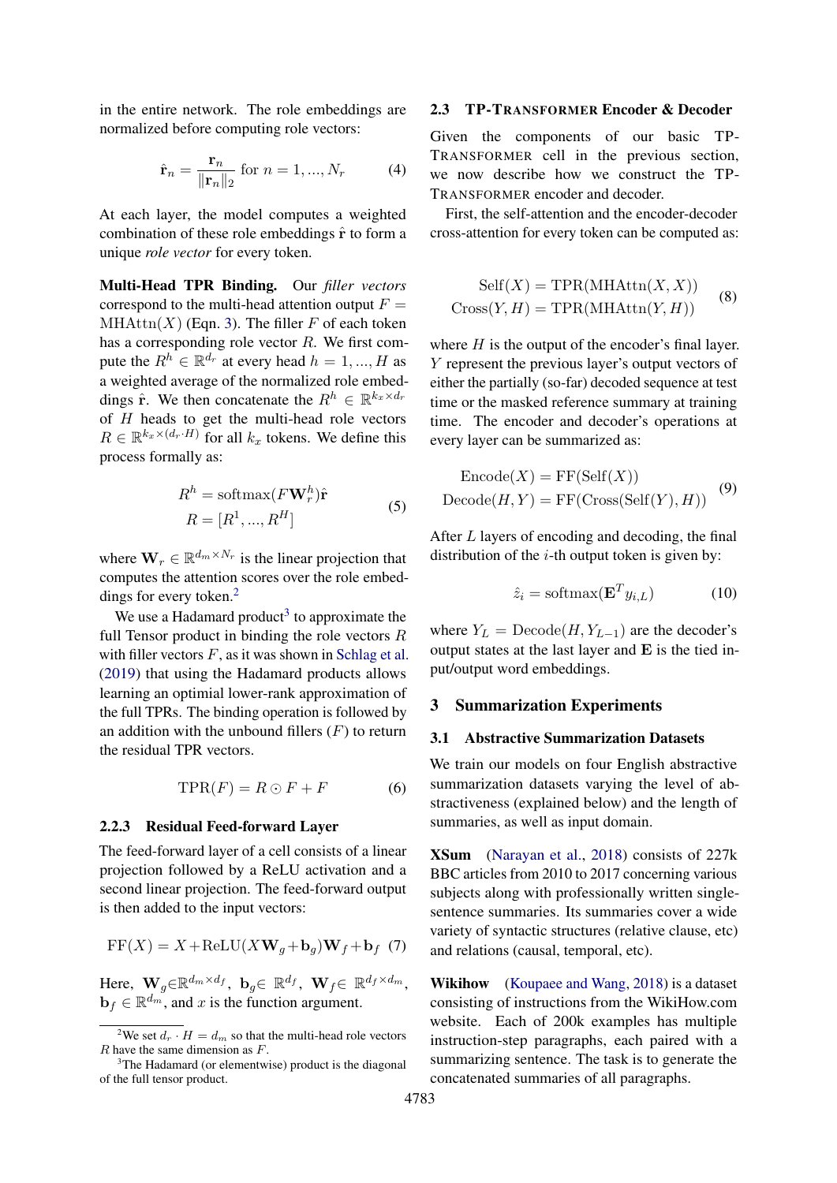in the entire network. The role embeddings are normalized before computing role vectors:

$$\hat{\mathbf{r}}_n = \frac{\mathbf{r}_n}{\|\mathbf{r}_n\|_2} \text{ for } n = 1, ..., N_r \tag{4}$$

At each layer, the model computes a weighted combination of these role embeddings $\hat{\mathbf{r}}$ to form a unique *role vector* for every token.

**Multi-Head TPR Binding.** Our *filler vectors* correspond to the multi-head attention output $F = \text{MHAttn}(X)$ (Eqn. 3). The filler $F$ of each token has a corresponding role vector $R$. We first compute the $R^h \in \mathbb{R}^{d_r}$ at every head $h = 1, ..., H$ as a weighted average of the normalized role embeddings $\hat{\mathbf{r}}$. We then concatenate the $R^h \in \mathbb{R}^{k_x \times d_r}$ of $H$ heads to get the multi-head role vectors $R \in \mathbb{R}^{k_x \times (d_r \cdot H)}$ for all $k_x$ tokens. We define this process formally as:

$$\begin{aligned} R^h &= \text{softmax}(F\mathbf{W}_r^h)\hat{\mathbf{r}} \\ R &= [R^1, ..., R^H] \end{aligned} \tag{5}$$

where $\mathbf{W}_r \in \mathbb{R}^{d_m \times N_r}$ is the linear projection that computes the attention scores over the role embeddings for every token.[2]

We use a Hadamard product[3] to approximate the full Tensor product in binding the role vectors $R$ with filler vectors $F$, as it was shown in Schlag et al. (2019) that using the Hadamard products allows learning an optimial lower-rank approximation of the full TPRs. The binding operation is followed by an addition with the unbound fillers ($F$) to return the residual TPR vectors.

$$\text{TPR}(F) = R \odot F + F \tag{6}$$

#### 2.2.3 Residual Feed-forward Layer

The feed-forward layer of a cell consists of a linear projection followed by a ReLU activation and a second linear projection. The feed-forward output is then added to the input vectors:

$$\text{FF}(X) = X + \text{ReLU}(X\mathbf{W}_g + \mathbf{b}_g)\mathbf{W}_f + \mathbf{b}_f \tag{7}$$

Here, $\mathbf{W}_g \in \mathbb{R}^{d_m \times d_f}$, $\mathbf{b}_g \in \mathbb{R}^{d_f}$, $\mathbf{W}_f \in \mathbb{R}^{d_f \times d_m}$, $\mathbf{b}_f \in \mathbb{R}^{d_m}$, and $x$ is the function argument.

[2] We set $d_r \cdot H = d_m$ so that the multi-head role vectors $R$ have the same dimension as $F$.

[3] The Hadamard (or elementwise) product is the diagonal of the full tensor product.

### 2.3 TP-Transformer Encoder & Decoder

Given the components of our basic TP-Transformer cell in the previous section, we now describe how we construct the TP-Transformer encoder and decoder.

First, the self-attention and the encoder-decoder cross-attention for every token can be computed as:

$$\begin{aligned} \text{Self}(X) &= \text{TPR}(\text{MHAttn}(X, X)) \\ \text{Cross}(Y, H) &= \text{TPR}(\text{MHAttn}(Y, H)) \end{aligned} \tag{8}$$

where $H$ is the output of the encoder's final layer. $Y$ represent the previous layer's output vectors of either the partially (so-far) decoded sequence at test time or the masked reference summary at training time. The encoder and decoder's operations at every layer can be summarized as:

$$\begin{aligned} \text{Encode}(X) &= \text{FF}(\text{Self}(X)) \\ \text{Decode}(H, Y) &= \text{FF}(\text{Cross}(\text{Self}(Y), H)) \end{aligned} \tag{9}$$

After $L$ layers of encoding and decoding, the final distribution of the $i$-th output token is given by:

$$\hat{z}_i = \text{softmax}(\mathbf{E}^T y_{i,L}) \tag{10}$$

where $Y_L = \text{Decode}(H, Y_{L-1})$ are the decoder's output states at the last layer and $\mathbf{E}$ is the tied input/output word embeddings.

## 3 Summarization Experiments

### 3.1 Abstractive Summarization Datasets

We train our models on four English abstractive summarization datasets varying the level of abstractiveness (explained below) and the length of summaries, as well as input domain.

**XSum** (Narayan et al., 2018) consists of 227k BBC articles from 2010 to 2017 concerning various subjects along with professionally written single-sentence summaries. Its summaries cover a wide variety of syntactic structures (relative clause, etc) and relations (causal, temporal, etc).

**Wikihow** (Koupaee and Wang, 2018) is a dataset consisting of instructions from the WikiHow.com website. Each of 200k examples has multiple instruction-step paragraphs, each paired with a summarizing sentence. The task is to generate the concatenated summaries of all paragraphs.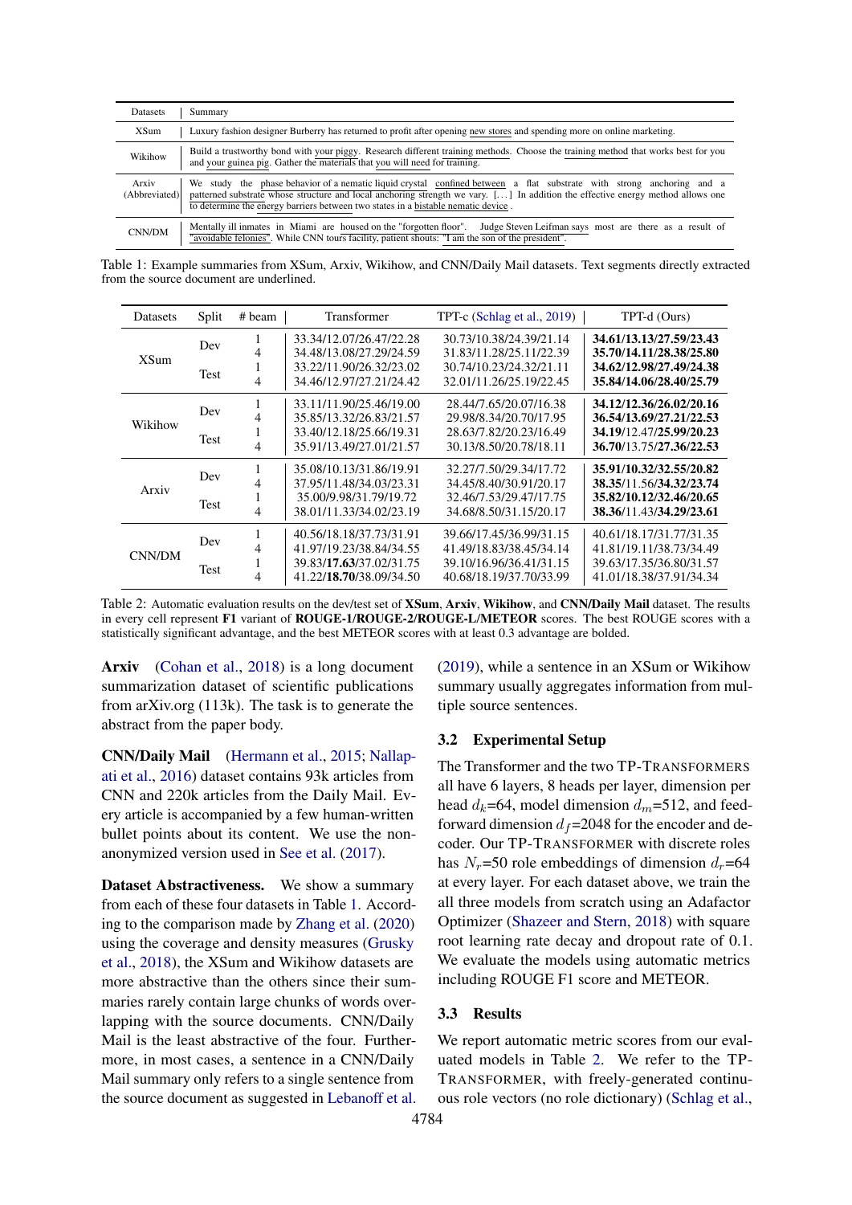| Datasets | Summary |
|---|---|
| XSum | Luxury fashion designer Burberry has returned to profit after opening new stores and spending more on online marketing. |
| Wikihow | Build a trustworthy bond with your piggy. Research different training methods. Choose the training method that works best for you and your guinea pig. Gather the materials that you will need for training. |
| Arxiv (Abbreviated) | We study the phase behavior of a nematic liquid crystal confined between a flat substrate with strong anchoring and a patterned substrate whose structure and local anchoring strength we vary. [...] In addition the effective energy method allows one to determine the energy barriers between two states in a bistable nematic device . |
| CNN/DM | Mentally ill inmates in Miami are housed on the "forgotten floor". Judge Steven Leifman says most are there as a result of "avoidable felonies". While CNN tours facility, patient shouts: "I am the son of the president". |

Table 1: Example summaries from XSum, Arxiv, Wikihow, and CNN/Daily Mail datasets. Text segments directly extracted from the source document are underlined.

| Datasets | Split | # beam | Transformer | TPT-c (Schlag et al., 2019) | TPT-d (Ours) |
|---|---|---|---|---|---|
| XSum | Dev | 1 | 33.34/12.07/26.47/22.28 | 30.73/10.38/24.39/21.14 | **34.61/13.13/27.59/23.43** |
| | | 4 | 34.48/13.08/27.29/24.59 | 31.83/11.28/25.11/22.39 | **35.70/14.11/28.38/25.80** |
| | Test | 1 | 33.22/11.90/26.32/23.02 | 30.74/10.23/24.32/21.11 | **34.62/12.98/27.49/24.38** |
| | | 4 | 34.46/12.97/27.21/24.42 | 32.01/11.26/25.19/22.45 | **35.84/14.06/28.40/25.79** |
| Wikihow | Dev | 1 | 33.11/11.90/25.46/19.00 | 28.44/7.65/20.07/16.38 | **34.12/12.36/26.02/20.16** |
| | | 4 | 35.85/13.32/26.83/21.57 | 29.98/8.34/20.70/17.95 | **36.54/13.69/27.21/22.53** |
| | Test | 1 | 33.40/12.18/25.66/19.31 | 28.63/7.82/20.23/16.49 | **34.19**/12.47/**25.99/20.23** |
| | | 4 | 35.91/13.49/27.01/21.57 | 30.13/8.50/20.78/18.11 | **36.70**/13.75/27.36/**22.53** |
| Arxiv | Dev | 1 | 35.08/10.13/31.86/19.91 | 32.27/7.50/29.34/17.72 | **35.91/10.32/32.55/20.82** |
| | | 4 | 37.95/11.48/34.03/23.31 | 34.45/8.40/30.91/20.17 | **38.35**/11.56/**34.32/23.74** |
| | Test | 1 | 35.00/9.98/31.79/19.72 | 32.46/7.53/29.47/17.75 | **35.82/10.12/32.46/20.65** |
| | | 4 | 38.01/11.33/34.02/23.19 | 34.68/8.50/31.15/20.17 | **38.36**/11.43/**34.29/23.61** |
| CNN/DM | Dev | 1 | 40.56/18.18/37.73/31.91 | 39.66/17.45/36.99/31.15 | 40.61/18.17/31.77/31.35 |
| | | 4 | 41.97/19.23/38.84/34.55 | 41.49/18.83/38.45/34.14 | 41.81/19.11/38.73/34.49 |
| | Test | 1 | 39.83/**17.63**/37.02/31.75 | 39.10/16.96/36.41/31.15 | 39.63/17.35/36.80/31.57 |
| | | 4 | 41.22/**18.70**/38.09/34.50 | 40.68/18.19/37.70/33.99 | 41.01/18.38/37.91/34.34 |

Table 2: Automatic evaluation results on the dev/test set of **XSum**, **Arxiv**, **Wikihow**, and **CNN/Daily Mail** dataset. The results in every cell represent **F1** variant of **ROUGE-1/ROUGE-2/ROUGE-L/METEOR** scores. The best ROUGE scores with a statistically significant advantage, and the best METEOR scores with at least 0.3 advantage are bolded.

**Arxiv** (Cohan et al., 2018) is a long document summarization dataset of scientific publications from arXiv.org (113k). The task is to generate the abstract from the paper body.

**CNN/Daily Mail** (Hermann et al., 2015; Nallapati et al., 2016) dataset contains 93k articles from CNN and 220k articles from the Daily Mail. Every article is accompanied by a few human-written bullet points about its content. We use the non-anonymized version used in See et al. (2017).

**Dataset Abstractiveness.** We show a summary from each of these four datasets in Table 1. According to the comparison made by Zhang et al. (2020) using the coverage and density measures (Grusky et al., 2018), the XSum and Wikihow datasets are more abstractive than the others since their summaries rarely contain large chunks of words overlapping with the source documents. CNN/Daily Mail is the least abstractive of the four. Furthermore, in most cases, a sentence in a CNN/Daily Mail summary only refers to a single sentence from the source document as suggested in Lebanoff et al. (2019), while a sentence in an XSum or Wikihow summary usually aggregates information from multiple source sentences.

### 3.2 Experimental Setup

The Transformer and the two TP-TRANSFORMERS all have 6 layers, 8 heads per layer, dimension per head $d_k$=64, model dimension $d_m$=512, and feed-forward dimension $d_f$=2048 for the encoder and decoder. Our TP-TRANSFORMER with discrete roles has $N_r$=50 role embeddings of dimension $d_r$=64 at every layer. For each dataset above, we train the all three models from scratch using an Adafactor Optimizer (Shazeer and Stern, 2018) with square root learning rate decay and dropout rate of 0.1. We evaluate the models using automatic metrics including ROUGE F1 score and METEOR.

### 3.3 Results

We report automatic metric scores from our evaluated models in Table 2. We refer to the TP-TRANSFORMER, with freely-generated continuous role vectors (no role dictionary) (Schlag et al.,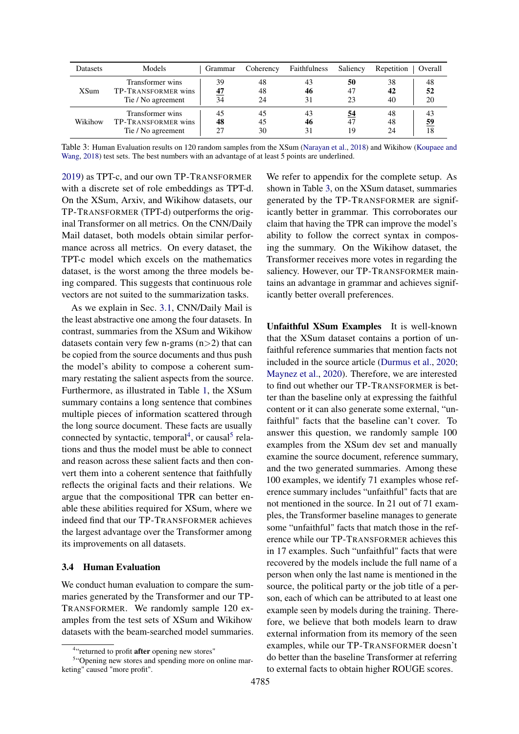| Datasets | Models | Grammar | Coherency | Faithfulness | Saliency | Repetition | Overall |
|---|---|---|---|---|---|---|---|
| XSum | Transformer wins | 39 | 48 | 43 | **50** | 38 | 48 |
| | TP-Transformer wins | **47** | 48 | **46** | 47 | **42** | **52** |
| | Tie / No agreement | 34 | 24 | 31 | 23 | 40 | 20 |
| Wikihow | Transformer wins | 45 | 45 | 43 | **54** | 48 | 43 |
| | TP-Transformer wins | **48** | 45 | **46** | 47 | 48 | **59** |
| | Tie / No agreement | 27 | 30 | 31 | 19 | 24 | 18 |

Table 3: Human Evaluation results on 120 random samples from the XSum (Narayan et al., 2018) and Wikihow (Koupaee and Wang, 2018) test sets. The best numbers with an advantage of at least 5 points are underlined.

2019) as TPT-c, and our own TP-Transformer with a discrete set of role embeddings as TPT-d. On the XSum, Arxiv, and Wikihow datasets, our TP-Transformer (TPT-d) outperforms the original Transformer on all metrics. On the CNN/Daily Mail dataset, both models obtain similar performance across all metrics. On every dataset, the TPT-c model which excels on the mathematics dataset, is the worst among the three models being compared. This suggests that continuous role vectors are not suited to the summarization tasks.

As we explain in Sec. 3.1, CNN/Daily Mail is the least abstractive one among the four datasets. In contrast, summaries from the XSum and Wikihow datasets contain very few n-grams (n>2) that can be copied from the source documents and thus push the model's ability to compose a coherent summary restating the salient aspects from the source. Furthermore, as illustrated in Table 1, the XSum summary contains a long sentence that combines multiple pieces of information scattered through the long source document. These facts are usually connected by syntactic, temporal[4], or causal[5] relations and thus the model must be able to connect and reason across these salient facts and then convert them into a coherent sentence that faithfully reflects the original facts and their relations. We argue that the compositional TPR can better enable these abilities required for XSum, where we indeed find that our TP-Transformer achieves the largest advantage over the Transformer among its improvements on all datasets.

### 3.4 Human Evaluation

We conduct human evaluation to compare the summaries generated by the Transformer and our TP-Transformer. We randomly sample 120 examples from the test sets of XSum and Wikihow datasets with the beam-searched model summaries. We refer to appendix for the complete setup. As shown in Table 3, on the XSum dataset, summaries generated by the TP-Transformer are significantly better in grammar. This corroborates our claim that having the TPR can improve the model's ability to follow the correct syntax in composing the summary. On the Wikihow dataset, the Transformer receives more votes in regarding the saliency. However, our TP-Transformer maintains an advantage in grammar and achieves significantly better overall preferences.

**Unfaithful XSum Examples** It is well-known that the XSum dataset contains a portion of unfaithful reference summaries that mention facts not included in the source article (Durmus et al., 2020; Maynez et al., 2020). Therefore, we are interested to find out whether our TP-Transformer is better than the baseline only at expressing the faithful content or it can also generate some external, "unfaithful" facts that the baseline can't cover. To answer this question, we randomly sample 100 examples from the XSum dev set and manually examine the source document, reference summary, and the two generated summaries. Among these 100 examples, we identify 71 examples whose reference summary includes "unfaithful" facts that are not mentioned in the source. In 21 out of 71 examples, the Transformer baseline manages to generate some "unfaithful" facts that match those in the reference while our TP-Transformer achieves this in 17 examples. Such "unfaithful" facts that were recovered by the models include the full name of a person when only the last name is mentioned in the source, the political party or the job title of a person, each of which can be attributed to at least one example seen by models during the training. Therefore, we believe that both models learn to draw external information from its memory of the seen examples, while our TP-Transformer doesn't do better than the baseline Transformer at referring to external facts to obtain higher ROUGE scores.

[4] "returned to profit **after** opening new stores"

[5] "Opening new stores and spending more on online marketing" caused "more profit".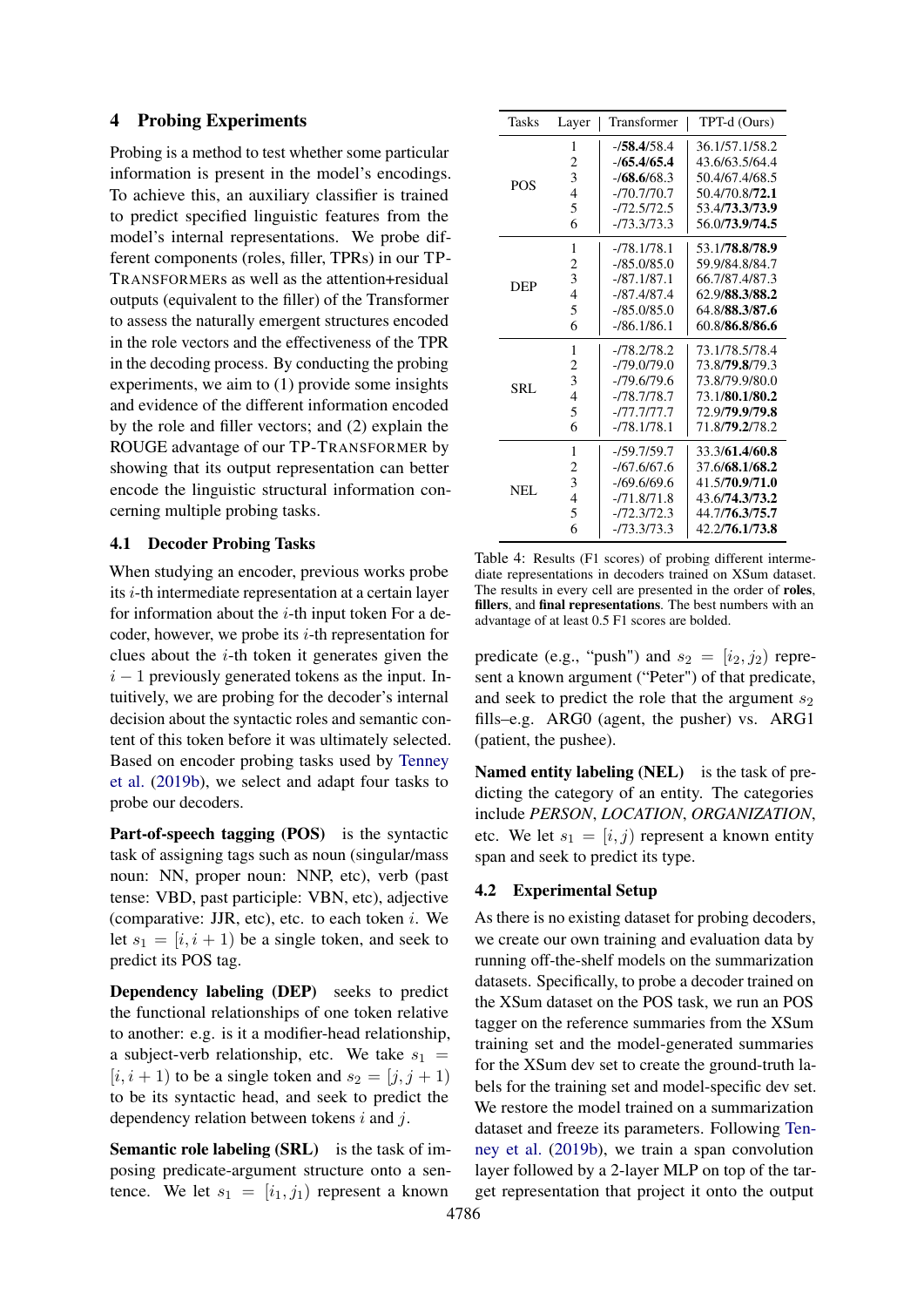## 4 Probing Experiments

Probing is a method to test whether some particular information is present in the model's encodings. To achieve this, an auxiliary classifier is trained to predict specified linguistic features from the model's internal representations. We probe different components (roles, filler, TPRs) in our TP-TRANSFORMERs as well as the attention+residual outputs (equivalent to the filler) of the Transformer to assess the naturally emergent structures encoded in the role vectors and the effectiveness of the TPR in the decoding process. By conducting the probing experiments, we aim to (1) provide some insights and evidence of the different information encoded by the role and filler vectors; and (2) explain the ROUGE advantage of our TP-TRANSFORMER by showing that its output representation can better encode the linguistic structural information concerning multiple probing tasks.

### 4.1 Decoder Probing Tasks

When studying an encoder, previous works probe its $i$-th intermediate representation at a certain layer for information about the $i$-th input token For a decoder, however, we probe its $i$-th representation for clues about the $i$-th token it generates given the $i-1$ previously generated tokens as the input. Intuitively, we are probing for the decoder's internal decision about the syntactic roles and semantic content of this token before it was ultimately selected. Based on encoder probing tasks used by Tenney et al. (2019b), we select and adapt four tasks to probe our decoders.

**Part-of-speech tagging (POS)** is the syntactic task of assigning tags such as noun (singular/mass noun: NN, proper noun: NNP, etc), verb (past tense: VBD, past participle: VBN, etc), adjective (comparative: JJR, etc), etc. to each token $i$. We let $s_1 = [i, i+1)$ be a single token, and seek to predict its POS tag.

**Dependency labeling (DEP)** seeks to predict the functional relationships of one token relative to another: e.g. is it a modifier-head relationship, a subject-verb relationship, etc. We take $s_1 = [i, i+1)$ to be a single token and $s_2 = [j, j+1)$ to be its syntactic head, and seek to predict the dependency relation between tokens $i$ and $j$.

**Semantic role labeling (SRL)** is the task of imposing predicate-argument structure onto a sentence. We let $s_1 = [i_1, j_1)$ represent a known predicate (e.g., "push") and $s_2 = [i_2, j_2)$ represent a known argument ("Peter") of that predicate, and seek to predict the role that the argument $s_2$ fills–e.g. ARG0 (agent, the pusher) vs. ARG1 (patient, the pushee).

**Named entity labeling (NEL)** is the task of predicting the category of an entity. The categories include *PERSON*, *LOCATION*, *ORGANIZATION*, etc. We let $s_1 = [i, j)$ represent a known entity span and seek to predict its type.

| Tasks | Layer | Transformer | TPT-d (Ours) |
|---|---|---|---|
| POS | 1 | -/**58.4**/58.4 | 36.1/57.1/58.2 |
| | 2 | -/**65.4**/**65.4** | 43.6/63.5/64.4 |
| | 3 | -/**68.6**/68.3 | 50.4/67.4/68.5 |
| | 4 | -/70.7/70.7 | 50.4/70.8/**72.1** |
| | 5 | -/72.5/72.5 | 53.4/**73.3**/**73.9** |
| | 6 | -/73.3/73.3 | 56.0/**73.9**/**74.5** |
| DEP | 1 | -/78.1/78.1 | 53.1/**78.8**/**78.9** |
| | 2 | -/85.0/85.0 | 59.9/84.8/84.7 |
| | 3 | -/87.1/87.1 | 66.7/87.4/87.3 |
| | 4 | -/87.4/87.4 | 62.9/**88.3**/**88.2** |
| | 5 | -/85.0/85.0 | 64.8/**88.3**/**87.6** |
| | 6 | -/86.1/86.1 | 60.8/**86.8**/**86.6** |
| SRL | 1 | -/78.2/78.2 | 73.1/78.5/78.4 |
| | 2 | -/79.0/79.0 | 73.8/**79.8**/79.3 |
| | 3 | -/79.6/79.6 | 73.8/79.9/80.0 |
| | 4 | -/78.7/78.7 | 73.1/**80.1**/**80.2** |
| | 5 | -/77.7/77.7 | 72.9/**79.9**/**79.8** |
| | 6 | -/78.1/78.1 | 71.8/**79.2**/78.2 |
| NEL | 1 | -/59.7/59.7 | 33.3/**61.4**/**60.8** |
| | 2 | -/67.6/67.6 | 37.6/**68.1**/**68.2** |
| | 3 | -/69.6/69.6 | 41.5/**70.9**/**71.0** |
| | 4 | -/71.8/71.8 | 43.6/**74.3**/**73.2** |
| | 5 | -/72.3/72.3 | 44.7/**76.3**/**75.7** |
| | 6 | -/73.3/73.3 | 42.2/**76.1**/**73.8** |

Table 4: Results (F1 scores) of probing different intermediate representations in decoders trained on XSum dataset. The results in every cell are presented in the order of **roles**, **fillers**, and **final representations**. The best numbers with an advantage of at least 0.5 F1 scores are bolded.

### 4.2 Experimental Setup

As there is no existing dataset for probing decoders, we create our own training and evaluation data by running off-the-shelf models on the summarization datasets. Specifically, to probe a decoder trained on the XSum dataset on the POS task, we run an POS tagger on the reference summaries from the XSum training set and the model-generated summaries for the XSum dev set to create the ground-truth labels for the training set and model-specific dev set. We restore the model trained on a summarization dataset and freeze its parameters. Following Tenney et al. (2019b), we train a span convolution layer followed by a 2-layer MLP on top of the target representation that project it onto the output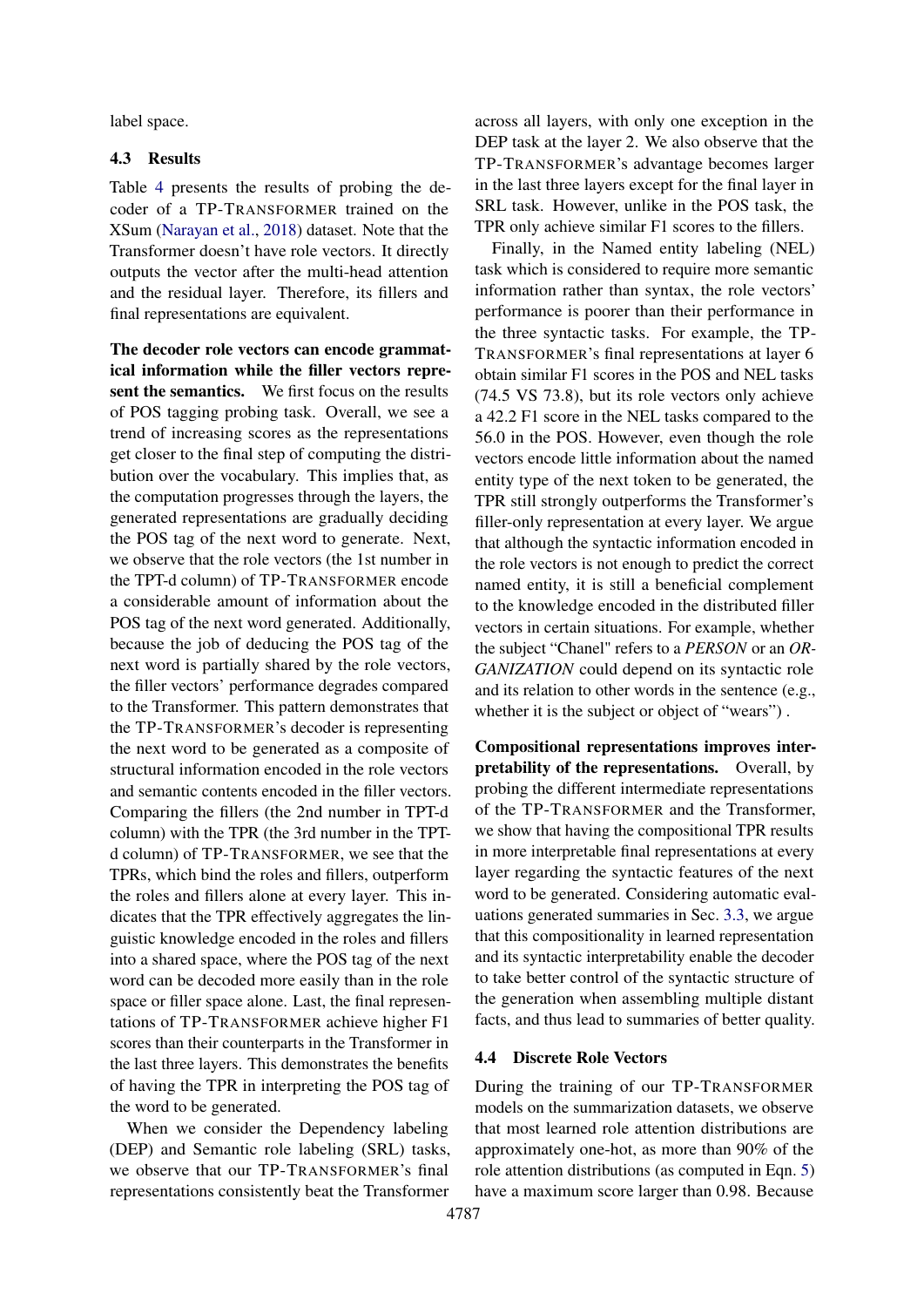label space.

### 4.3 Results

Table 4 presents the results of probing the decoder of a TP-TRANSFORMER trained on the XSum (Narayan et al., 2018) dataset. Note that the Transformer doesn't have role vectors. It directly outputs the vector after the multi-head attention and the residual layer. Therefore, its fillers and final representations are equivalent.

**The decoder role vectors can encode grammatical information while the filler vectors represent the semantics.** We first focus on the results of POS tagging probing task. Overall, we see a trend of increasing scores as the representations get closer to the final step of computing the distribution over the vocabulary. This implies that, as the computation progresses through the layers, the generated representations are gradually deciding the POS tag of the next word to generate. Next, we observe that the role vectors (the 1st number in the TPT-d column) of TP-TRANSFORMER encode a considerable amount of information about the POS tag of the next word generated. Additionally, because the job of deducing the POS tag of the next word is partially shared by the role vectors, the filler vectors' performance degrades compared to the Transformer. This pattern demonstrates that the TP-TRANSFORMER's decoder is representing the next word to be generated as a composite of structural information encoded in the role vectors and semantic contents encoded in the filler vectors. Comparing the fillers (the 2nd number in TPT-d column) with the TPR (the 3rd number in the TPT-d column) of TP-TRANSFORMER, we see that the TPRs, which bind the roles and fillers, outperform the roles and fillers alone at every layer. This indicates that the TPR effectively aggregates the linguistic knowledge encoded in the roles and fillers into a shared space, where the POS tag of the next word can be decoded more easily than in the role space or filler space alone. Last, the final representations of TP-TRANSFORMER achieve higher F1 scores than their counterparts in the Transformer in the last three layers. This demonstrates the benefits of having the TPR in interpreting the POS tag of the word to be generated.

When we consider the Dependency labeling (DEP) and Semantic role labeling (SRL) tasks, we observe that our TP-TRANSFORMER's final representations consistently beat the Transformer across all layers, with only one exception in the DEP task at the layer 2. We also observe that the TP-TRANSFORMER's advantage becomes larger in the last three layers except for the final layer in SRL task. However, unlike in the POS task, the TPR only achieve similar F1 scores to the fillers.

Finally, in the Named entity labeling (NEL) task which is considered to require more semantic information rather than syntax, the role vectors' performance is poorer than their performance in the three syntactic tasks. For example, the TP-TRANSFORMER's final representations at layer 6 obtain similar F1 scores in the POS and NEL tasks (74.5 VS 73.8), but its role vectors only achieve a 42.2 F1 score in the NEL tasks compared to the 56.0 in the POS. However, even though the role vectors encode little information about the named entity type of the next token to be generated, the TPR still strongly outperforms the Transformer's filler-only representation at every layer. We argue that although the syntactic information encoded in the role vectors is not enough to predict the correct named entity, it is still a beneficial complement to the knowledge encoded in the distributed filler vectors in certain situations. For example, whether the subject "Chanel" refers to a *PERSON* or an *ORGANIZATION* could depend on its syntactic role and its relation to other words in the sentence (e.g., whether it is the subject or object of "wears") .

**Compositional representations improves interpretability of the representations.** Overall, by probing the different intermediate representations of the TP-TRANSFORMER and the Transformer, we show that having the compositional TPR results in more interpretable final representations at every layer regarding the syntactic features of the next word to be generated. Considering automatic evaluations generated summaries in Sec. 3.3, we argue that this compositionality in learned representation and its syntactic interpretability enable the decoder to take better control of the syntactic structure of the generation when assembling multiple distant facts, and thus lead to summaries of better quality.

### 4.4 Discrete Role Vectors

During the training of our TP-TRANSFORMER models on the summarization datasets, we observe that most learned role attention distributions are approximately one-hot, as more than 90% of the role attention distributions (as computed in Eqn. 5) have a maximum score larger than 0.98. Because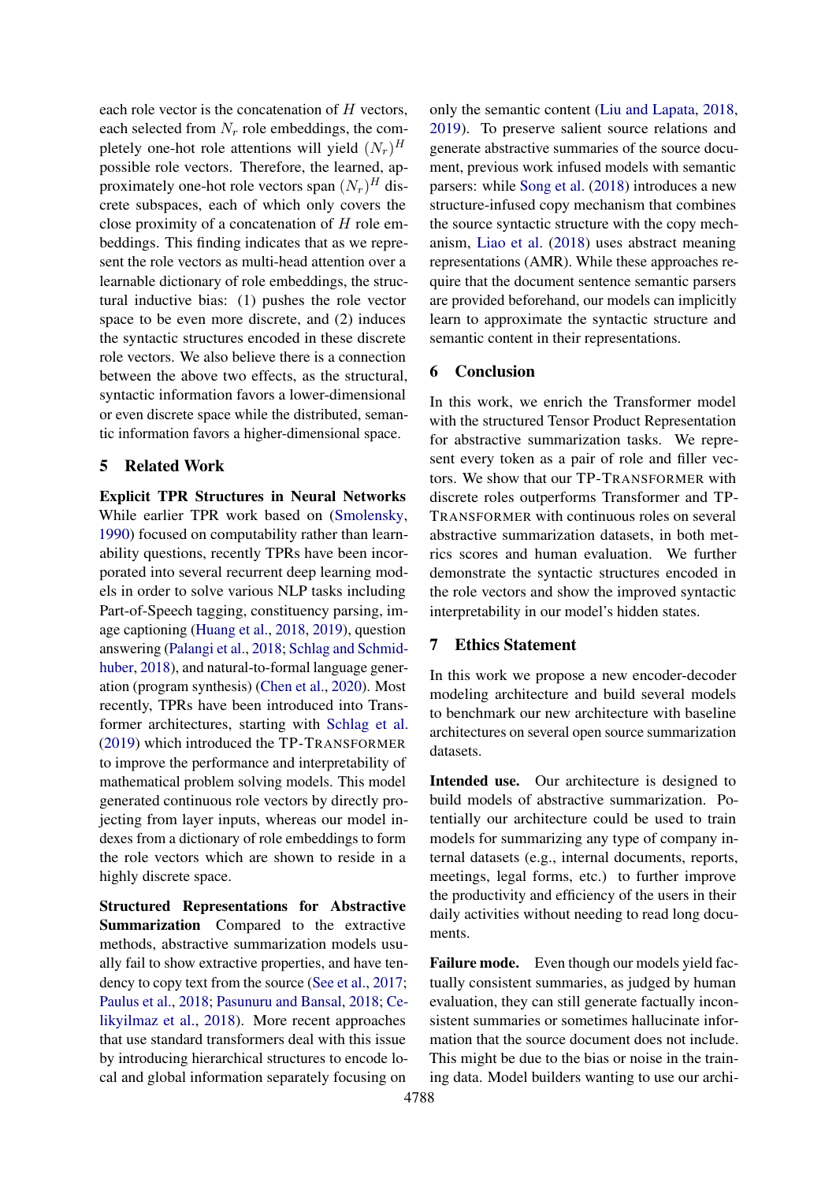each role vector is the concatenation of $H$ vectors, each selected from $N_r$ role embeddings, the completely one-hot role attentions will yield $(N_r)^H$ possible role vectors. Therefore, the learned, approximately one-hot role vectors span $(N_r)^H$ discrete subspaces, each of which only covers the close proximity of a concatenation of $H$ role embeddings. This finding indicates that as we represent the role vectors as multi-head attention over a learnable dictionary of role embeddings, the structural inductive bias: (1) pushes the role vector space to be even more discrete, and (2) induces the syntactic structures encoded in these discrete role vectors. We also believe there is a connection between the above two effects, as the structural, syntactic information favors a lower-dimensional or even discrete space while the distributed, semantic information favors a higher-dimensional space.

## 5 Related Work

**Explicit TPR Structures in Neural Networks** While earlier TPR work based on (Smolensky, 1990) focused on computability rather than learnability questions, recently TPRs have been incorporated into several recurrent deep learning models in order to solve various NLP tasks including Part-of-Speech tagging, constituency parsing, image captioning (Huang et al., 2018, 2019), question answering (Palangi et al., 2018; Schlag and Schmidhuber, 2018), and natural-to-formal language generation (program synthesis) (Chen et al., 2020). Most recently, TPRs have been introduced into Transformer architectures, starting with Schlag et al. (2019) which introduced the TP-TRANSFORMER to improve the performance and interpretability of mathematical problem solving models. This model generated continuous role vectors by directly projecting from layer inputs, whereas our model indexes from a dictionary of role embeddings to form the role vectors which are shown to reside in a highly discrete space.

**Structured Representations for Abstractive Summarization** Compared to the extractive methods, abstractive summarization models usually fail to show extractive properties, and have tendency to copy text from the source (See et al., 2017; Paulus et al., 2018; Pasunuru and Bansal, 2018; Celikyilmaz et al., 2018). More recent approaches that use standard transformers deal with this issue by introducing hierarchical structures to encode local and global information separately focusing on only the semantic content (Liu and Lapata, 2018, 2019). To preserve salient source relations and generate abstractive summaries of the source document, previous work infused models with semantic parsers: while Song et al. (2018) introduces a new structure-infused copy mechanism that combines the source syntactic structure with the copy mechanism, Liao et al. (2018) uses abstract meaning representations (AMR). While these approaches require that the document sentence semantic parsers are provided beforehand, our models can implicitly learn to approximate the syntactic structure and semantic content in their representations.

## 6 Conclusion

In this work, we enrich the Transformer model with the structured Tensor Product Representation for abstractive summarization tasks. We represent every token as a pair of role and filler vectors. We show that our TP-TRANSFORMER with discrete roles outperforms Transformer and TP-TRANSFORMER with continuous roles on several abstractive summarization datasets, in both metrics scores and human evaluation. We further demonstrate the syntactic structures encoded in the role vectors and show the improved syntactic interpretability in our model's hidden states.

## 7 Ethics Statement

In this work we propose a new encoder-decoder modeling architecture and build several models to benchmark our new architecture with baseline architectures on several open source summarization datasets.

**Intended use.** Our architecture is designed to build models of abstractive summarization. Potentially our architecture could be used to train models for summarizing any type of company internal datasets (e.g., internal documents, reports, meetings, legal forms, etc.) to further improve the productivity and efficiency of the users in their daily activities without needing to read long documents.

**Failure mode.** Even though our models yield factually consistent summaries, as judged by human evaluation, they can still generate factually inconsistent summaries or sometimes hallucinate information that the source document does not include. This might be due to the bias or noise in the training data. Model builders wanting to use our archi-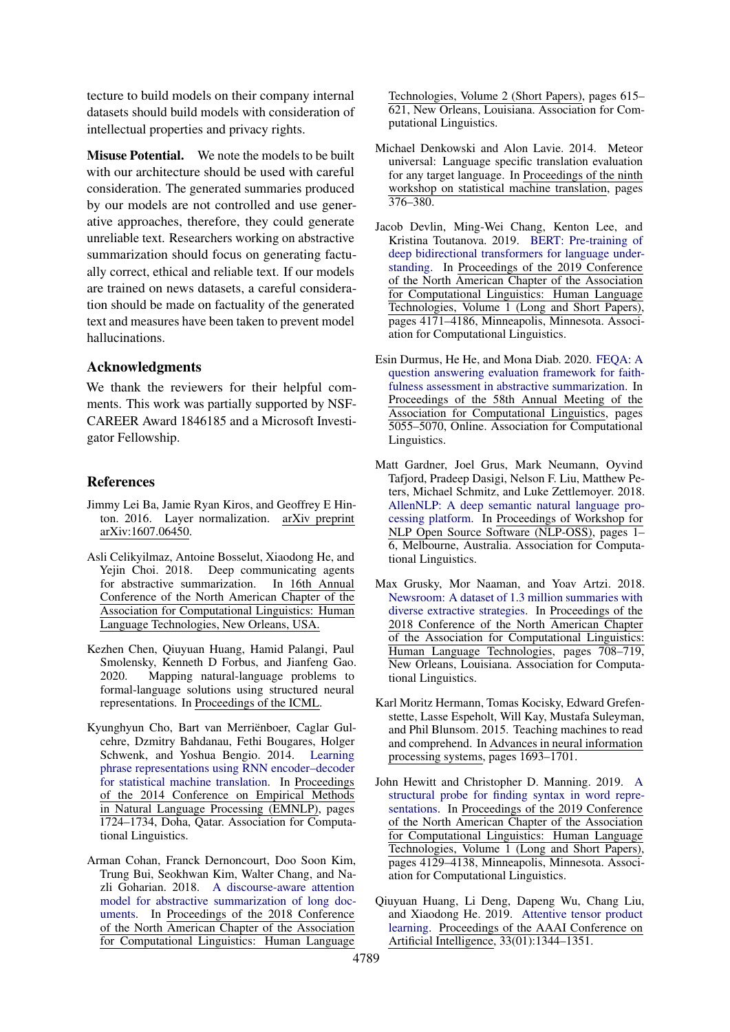tecture to build models on their company internal datasets should build models with consideration of intellectual properties and privacy rights.

**Misuse Potential.** We note the models to be built with our architecture should be used with careful consideration. The generated summaries produced by our models are not controlled and use generative approaches, therefore, they could generate unreliable text. Researchers working on abstractive summarization should focus on generating factually correct, ethical and reliable text. If our models are trained on news datasets, a careful consideration should be made on factuality of the generated text and measures have been taken to prevent model hallucinations.

## Acknowledgments

We thank the reviewers for their helpful comments. This work was partially supported by NSF-CAREER Award 1846185 and a Microsoft Investigator Fellowship.

## References

Jimmy Lei Ba, Jamie Ryan Kiros, and Geoffrey E Hinton. 2016. Layer normalization. arXiv preprint arXiv:1607.06450.

Asli Celikyilmaz, Antoine Bosselut, Xiaodong He, and Yejin Choi. 2018. Deep communicating agents for abstractive summarization. In 16th Annual Conference of the North American Chapter of the Association for Computational Linguistics: Human Language Technologies, New Orleans, USA.

Kezhen Chen, Qiuyuan Huang, Hamid Palangi, Paul Smolensky, Kenneth D Forbus, and Jianfeng Gao. 2020. Mapping natural-language problems to formal-language solutions using structured neural representations. In Proceedings of the ICML.

Kyunghyun Cho, Bart van Merriënboer, Caglar Gulcehre, Dzmitry Bahdanau, Fethi Bougares, Holger Schwenk, and Yoshua Bengio. 2014. Learning phrase representations using RNN encoder–decoder for statistical machine translation. In Proceedings of the 2014 Conference on Empirical Methods in Natural Language Processing (EMNLP), pages 1724–1734, Doha, Qatar. Association for Computational Linguistics.

Arman Cohan, Franck Dernoncourt, Doo Soon Kim, Trung Bui, Seokhwan Kim, Walter Chang, and Nazli Goharian. 2018. A discourse-aware attention model for abstractive summarization of long documents. In Proceedings of the 2018 Conference of the North American Chapter of the Association for Computational Linguistics: Human Language Technologies, Volume 2 (Short Papers), pages 615–621, New Orleans, Louisiana. Association for Computational Linguistics.

Michael Denkowski and Alon Lavie. 2014. Meteor universal: Language specific translation evaluation for any target language. In Proceedings of the ninth workshop on statistical machine translation, pages 376–380.

Jacob Devlin, Ming-Wei Chang, Kenton Lee, and Kristina Toutanova. 2019. BERT: Pre-training of deep bidirectional transformers for language understanding. In Proceedings of the 2019 Conference of the North American Chapter of the Association for Computational Linguistics: Human Language Technologies, Volume 1 (Long and Short Papers), pages 4171–4186, Minneapolis, Minnesota. Association for Computational Linguistics.

Esin Durmus, He He, and Mona Diab. 2020. FEQA: A question answering evaluation framework for faithfulness assessment in abstractive summarization. In Proceedings of the 58th Annual Meeting of the Association for Computational Linguistics, pages 5055–5070, Online. Association for Computational Linguistics.

Matt Gardner, Joel Grus, Mark Neumann, Oyvind Tafjord, Pradeep Dasigi, Nelson F. Liu, Matthew Peters, Michael Schmitz, and Luke Zettlemoyer. 2018. AllenNLP: A deep semantic natural language processing platform. In Proceedings of Workshop for NLP Open Source Software (NLP-OSS), pages 1–6, Melbourne, Australia. Association for Computational Linguistics.

Max Grusky, Mor Naaman, and Yoav Artzi. 2018. Newsroom: A dataset of 1.3 million summaries with diverse extractive strategies. In Proceedings of the 2018 Conference of the North American Chapter of the Association for Computational Linguistics: Human Language Technologies, pages 708–719, New Orleans, Louisiana. Association for Computational Linguistics.

Karl Moritz Hermann, Tomas Kocisky, Edward Grefenstette, Lasse Espeholt, Will Kay, Mustafa Suleyman, and Phil Blunsom. 2015. Teaching machines to read and comprehend. In Advances in neural information processing systems, pages 1693–1701.

John Hewitt and Christopher D. Manning. 2019. A structural probe for finding syntax in word representations. In Proceedings of the 2019 Conference of the North American Chapter of the Association for Computational Linguistics: Human Language Technologies, Volume 1 (Long and Short Papers), pages 4129–4138, Minneapolis, Minnesota. Association for Computational Linguistics.

Qiuyuan Huang, Li Deng, Dapeng Wu, Chang Liu, and Xiaodong He. 2019. Attentive tensor product learning. Proceedings of the AAAI Conference on Artificial Intelligence, 33(01):1344–1351.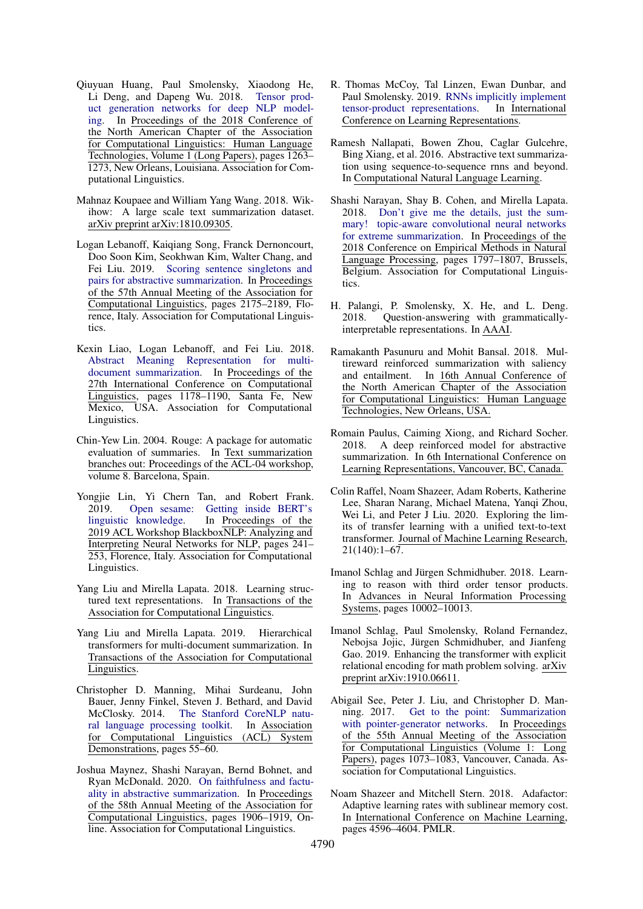Qiuyuan Huang, Paul Smolensky, Xiaodong He, Li Deng, and Dapeng Wu. 2018. Tensor product generation networks for deep NLP modeling. In Proceedings of the 2018 Conference of the North American Chapter of the Association for Computational Linguistics: Human Language Technologies, Volume 1 (Long Papers), pages 1263–1273, New Orleans, Louisiana. Association for Computational Linguistics.

Mahnaz Koupaee and William Yang Wang. 2018. Wikihow: A large scale text summarization dataset. arXiv preprint arXiv:1810.09305.

Logan Lebanoff, Kaiqiang Song, Franck Dernoncourt, Doo Soon Kim, Seokhwan Kim, Walter Chang, and Fei Liu. 2019. Scoring sentence singletons and pairs for abstractive summarization. In Proceedings of the 57th Annual Meeting of the Association for Computational Linguistics, pages 2175–2189, Florence, Italy. Association for Computational Linguistics.

Kexin Liao, Logan Lebanoff, and Fei Liu. 2018. Abstract Meaning Representation for multi-document summarization. In Proceedings of the 27th International Conference on Computational Linguistics, pages 1178–1190, Santa Fe, New Mexico, USA. Association for Computational Linguistics.

Chin-Yew Lin. 2004. Rouge: A package for automatic evaluation of summaries. In Text summarization branches out: Proceedings of the ACL-04 workshop, volume 8. Barcelona, Spain.

Yongjie Lin, Yi Chern Tan, and Robert Frank. 2019. Open sesame: Getting inside BERT's linguistic knowledge. In Proceedings of the 2019 ACL Workshop BlackboxNLP: Analyzing and Interpreting Neural Networks for NLP, pages 241–253, Florence, Italy. Association for Computational Linguistics.

Yang Liu and Mirella Lapata. 2018. Learning structured text representations. In Transactions of the Association for Computational Linguistics.

Yang Liu and Mirella Lapata. 2019. Hierarchical transformers for multi-document summarization. In Transactions of the Association for Computational Linguistics.

Christopher D. Manning, Mihai Surdeanu, John Bauer, Jenny Finkel, Steven J. Bethard, and David McClosky. 2014. The Stanford CoreNLP natural language processing toolkit. In Association for Computational Linguistics (ACL) System Demonstrations, pages 55–60.

Joshua Maynez, Shashi Narayan, Bernd Bohnet, and Ryan McDonald. 2020. On faithfulness and factuality in abstractive summarization. In Proceedings of the 58th Annual Meeting of the Association for Computational Linguistics, pages 1906–1919, Online. Association for Computational Linguistics.

R. Thomas McCoy, Tal Linzen, Ewan Dunbar, and Paul Smolensky. 2019. RNNs implicitly implement tensor-product representations. In International Conference on Learning Representations.

Ramesh Nallapati, Bowen Zhou, Caglar Gulcehre, Bing Xiang, et al. 2016. Abstractive text summarization using sequence-to-sequence rnns and beyond. In Computational Natural Language Learning.

Shashi Narayan, Shay B. Cohen, and Mirella Lapata. 2018. Don't give me the details, just the summary! topic-aware convolutional neural networks for extreme summarization. In Proceedings of the 2018 Conference on Empirical Methods in Natural Language Processing, pages 1797–1807, Brussels, Belgium. Association for Computational Linguistics.

H. Palangi, P. Smolensky, X. He, and L. Deng. 2018. Question-answering with grammatically-interpretable representations. In AAAI.

Ramakanth Pasunuru and Mohit Bansal. 2018. Multireward reinforced summarization with saliency and entailment. In 16th Annual Conference of the North American Chapter of the Association for Computational Linguistics: Human Language Technologies, New Orleans, USA.

Romain Paulus, Caiming Xiong, and Richard Socher. 2018. A deep reinforced model for abstractive summarization. In 6th International Conference on Learning Representations, Vancouver, BC, Canada.

Colin Raffel, Noam Shazeer, Adam Roberts, Katherine Lee, Sharan Narang, Michael Matena, Yanqi Zhou, Wei Li, and Peter J Liu. 2020. Exploring the limits of transfer learning with a unified text-to-text transformer. Journal of Machine Learning Research, 21(140):1–67.

Imanol Schlag and Jürgen Schmidhuber. 2018. Learning to reason with third order tensor products. In Advances in Neural Information Processing Systems, pages 10002–10013.

Imanol Schlag, Paul Smolensky, Roland Fernandez, Nebojsa Jojic, Jürgen Schmidhuber, and Jianfeng Gao. 2019. Enhancing the transformer with explicit relational encoding for math problem solving. arXiv preprint arXiv:1910.06611.

Abigail See, Peter J. Liu, and Christopher D. Manning. 2017. Get to the point: Summarization with pointer-generator networks. In Proceedings of the 55th Annual Meeting of the Association for Computational Linguistics (Volume 1: Long Papers), pages 1073–1083, Vancouver, Canada. Association for Computational Linguistics.

Noam Shazeer and Mitchell Stern. 2018. Adafactor: Adaptive learning rates with sublinear memory cost. In International Conference on Machine Learning, pages 4596–4604. PMLR.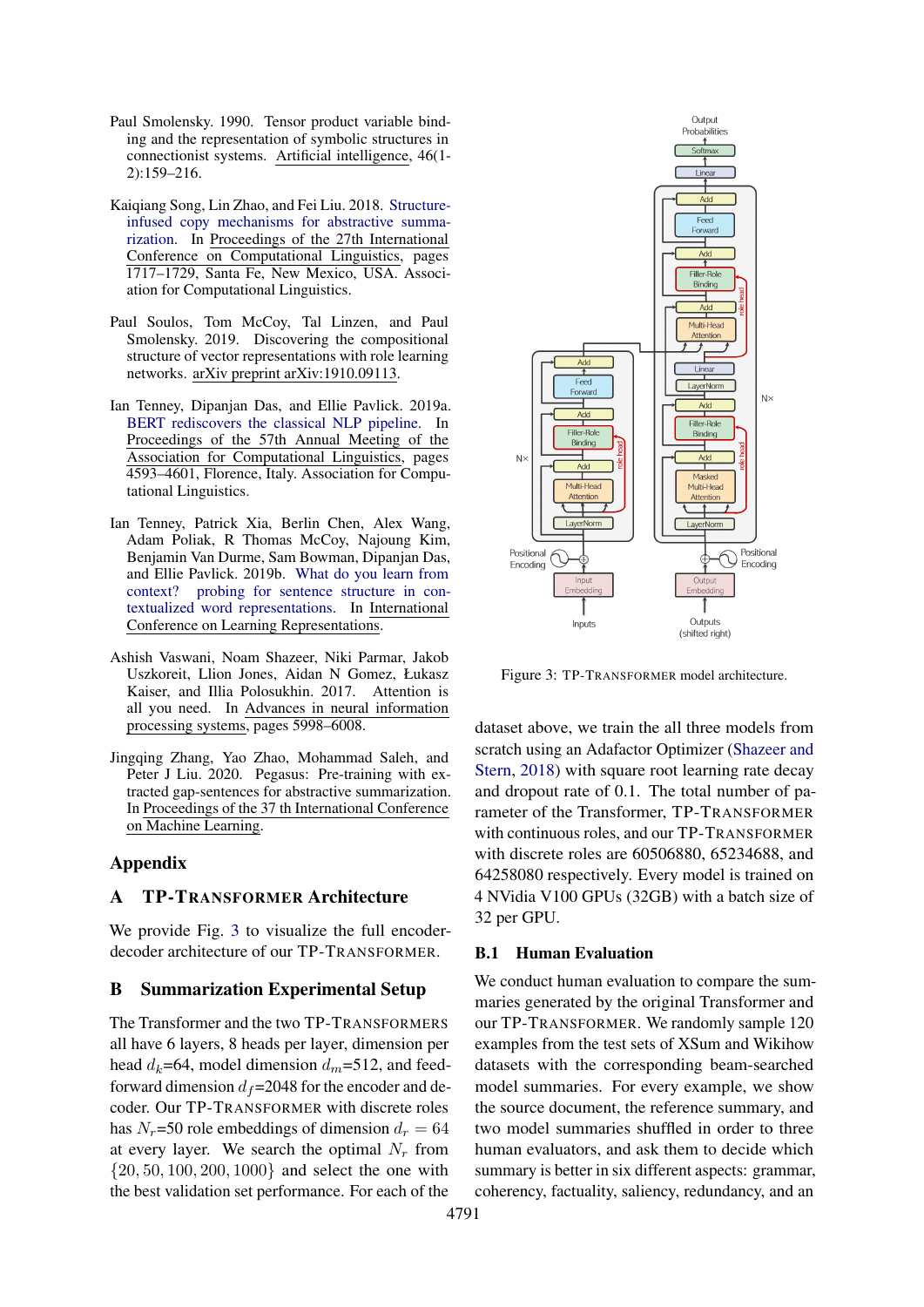Paul Smolensky. 1990. Tensor product variable binding and the representation of symbolic structures in connectionist systems. Artificial intelligence, 46(1-2):159–216.

Kaiqiang Song, Lin Zhao, and Fei Liu. 2018. Structure-infused copy mechanisms for abstractive summarization. In Proceedings of the 27th International Conference on Computational Linguistics, pages 1717–1729, Santa Fe, New Mexico, USA. Association for Computational Linguistics.

Paul Soulos, Tom McCoy, Tal Linzen, and Paul Smolensky. 2019. Discovering the compositional structure of vector representations with role learning networks. arXiv preprint arXiv:1910.09113.

Ian Tenney, Dipanjan Das, and Ellie Pavlick. 2019a. BERT rediscovers the classical NLP pipeline. In Proceedings of the 57th Annual Meeting of the Association for Computational Linguistics, pages 4593–4601, Florence, Italy. Association for Computational Linguistics.

Ian Tenney, Patrick Xia, Berlin Chen, Alex Wang, Adam Poliak, R Thomas McCoy, Najoung Kim, Benjamin Van Durme, Sam Bowman, Dipanjan Das, and Ellie Pavlick. 2019b. What do you learn from context? probing for sentence structure in contextualized word representations. In International Conference on Learning Representations.

Ashish Vaswani, Noam Shazeer, Niki Parmar, Jakob Uszkoreit, Llion Jones, Aidan N Gomez, Łukasz Kaiser, and Illia Polosukhin. 2017. Attention is all you need. In Advances in neural information processing systems, pages 5998–6008.

Jingqing Zhang, Yao Zhao, Mohammad Saleh, and Peter J Liu. 2020. Pegasus: Pre-training with extracted gap-sentences for abstractive summarization. In Proceedings of the 37 th International Conference on Machine Learning.

# Appendix

## A TP-Transformer Architecture

We provide Fig. 3 to visualize the full encoder-decoder architecture of our TP-Transformer.

Figure 3: TP-Transformer model architecture.

## B Summarization Experimental Setup

The Transformer and the two TP-Transformers all have 6 layers, 8 heads per layer, dimension per head $d_k$=64, model dimension $d_m$=512, and feed-forward dimension $d_f$=2048 for the encoder and decoder. Our TP-Transformer with discrete roles has $N_r$=50 role embeddings of dimension $d_r = 64$ at every layer. We search the optimal $N_r$ from $\{20, 50, 100, 200, 1000\}$ and select the one with the best validation set performance. For each of the dataset above, we train the all three models from scratch using an Adafactor Optimizer (Shazeer and Stern, 2018) with square root learning rate decay and dropout rate of 0.1. The total number of parameter of the Transformer, TP-Transformer with continuous roles, and our TP-Transformer with discrete roles are 60506880, 65234688, and 64258080 respectively. Every model is trained on 4 NVidia V100 GPUs (32GB) with a batch size of 32 per GPU.

### B.1 Human Evaluation

We conduct human evaluation to compare the summaries generated by the original Transformer and our TP-Transformer. We randomly sample 120 examples from the test sets of XSum and Wikihow datasets with the corresponding beam-searched model summaries. For every example, we show the source document, the reference summary, and two model summaries shuffled in order to three human evaluators, and ask them to decide which summary is better in six different aspects: grammar, coherency, factuality, saliency, redundancy, and an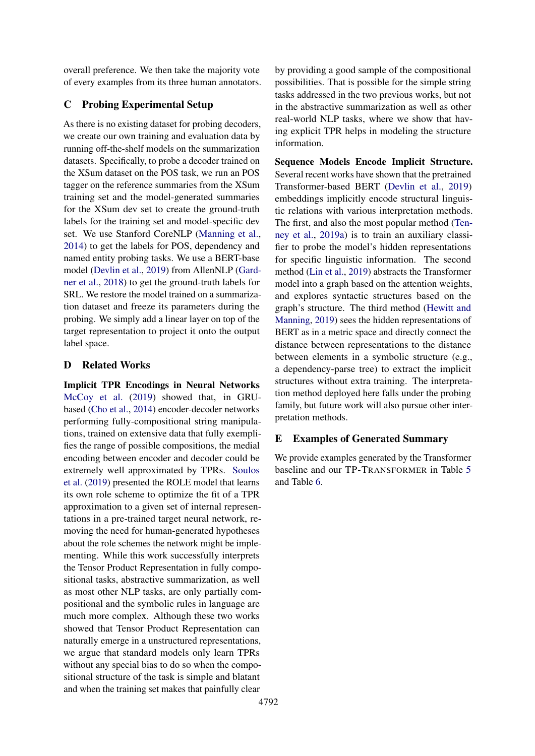overall preference. We then take the majority vote of every examples from its three human annotators.

## C Probing Experimental Setup

As there is no existing dataset for probing decoders, we create our own training and evaluation data by running off-the-shelf models on the summarization datasets. Specifically, to probe a decoder trained on the XSum dataset on the POS task, we run an POS tagger on the reference summaries from the XSum training set and the model-generated summaries for the XSum dev set to create the ground-truth labels for the training set and model-specific dev set. We use Stanford CoreNLP (Manning et al., 2014) to get the labels for POS, dependency and named entity probing tasks. We use a BERT-base model (Devlin et al., 2019) from AllenNLP (Gardner et al., 2018) to get the ground-truth labels for SRL. We restore the model trained on a summarization dataset and freeze its parameters during the probing. We simply add a linear layer on top of the target representation to project it onto the output label space.

## D Related Works

**Implicit TPR Encodings in Neural Networks** McCoy et al. (2019) showed that, in GRU-based (Cho et al., 2014) encoder-decoder networks performing fully-compositional string manipulations, trained on extensive data that fully exemplifies the range of possible compositions, the medial encoding between encoder and decoder could be extremely well approximated by TPRs. Soulos et al. (2019) presented the ROLE model that learns its own role scheme to optimize the fit of a TPR approximation to a given set of internal representations in a pre-trained target neural network, removing the need for human-generated hypotheses about the role schemes the network might be implementing. While this work successfully interprets the Tensor Product Representation in fully compositional tasks, abstractive summarization, as well as most other NLP tasks, are only partially compositional and the symbolic rules in language are much more complex. Although these two works showed that Tensor Product Representation can naturally emerge in a unstructured representations, we argue that standard models only learn TPRs without any special bias to do so when the compositional structure of the task is simple and blatant and when the training set makes that painfully clear by providing a good sample of the compositional possibilities. That is possible for the simple string tasks addressed in the two previous works, but not in the abstractive summarization as well as other real-world NLP tasks, where we show that having explicit TPR helps in modeling the structure information.

**Sequence Models Encode Implicit Structure.** Several recent works have shown that the pretrained Transformer-based BERT (Devlin et al., 2019) embeddings implicitly encode structural linguistic relations with various interpretation methods. The first, and also the most popular method (Tenney et al., 2019a) is to train an auxiliary classifier to probe the model's hidden representations for specific linguistic information. The second method (Lin et al., 2019) abstracts the Transformer model into a graph based on the attention weights, and explores syntactic structures based on the graph's structure. The third method (Hewitt and Manning, 2019) sees the hidden representations of BERT as in a metric space and directly connect the distance between representations to the distance between elements in a symbolic structure (e.g., a dependency-parse tree) to extract the implicit structures without extra training. The interpretation method deployed here falls under the probing family, but future work will also pursue other interpretation methods.

## E Examples of Generated Summary

We provide examples generated by the Transformer baseline and our TP-TRANSFORMER in Table 5 and Table 6.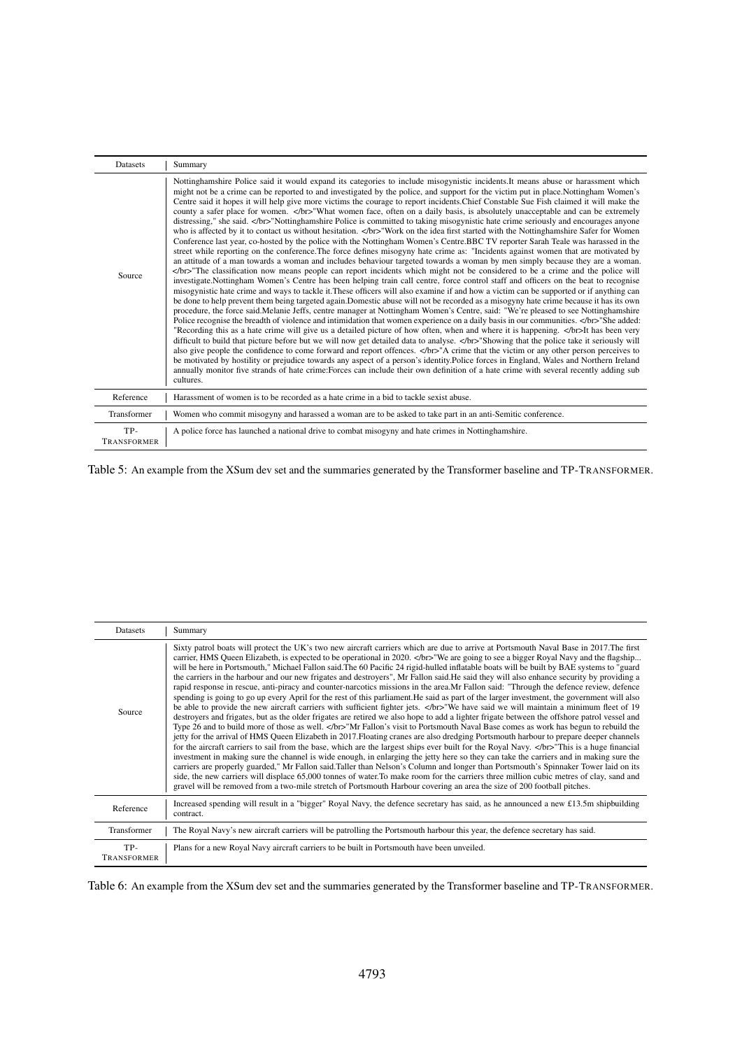| Datasets | Summary |
| --- | --- |
| Source | Nottinghamshire Police said it would expand its categories to include misogynistic incidents.It means abuse or harassment which might not be a crime can be reported to and investigated by the police, and support for the victim put in place.Nottingham Women's Centre said it hopes it will help give more victims the courage to report incidents.Chief Constable Sue Fish claimed it will make the county a safer place for women. </br>"What women face, often on a daily basis, is absolutely unacceptable and can be extremely distressing," she said. </br>"Nottinghamshire Police is committed to taking misogynistic hate crime seriously and encourages anyone who is affected by it to contact us without hesitation. </br>"Work on the idea first started with the Nottinghamshire Safer for Women Conference last year, co-hosted by the police with the Nottingham Women's Centre.BBC TV reporter Sarah Teale was harassed in the street while reporting on the conference.The force defines misogyny hate crime as: "Incidents against women that are motivated by an attitude of a man towards a woman and includes behaviour targeted towards a woman by men simply because they are a woman. </br>"The classification now means people can report incidents which might not be considered to be a crime and the police will investigate.Nottingham Women's Centre has been helping train call centre, force control staff and officers on the beat to recognise misogynistic hate crime and ways to tackle it.These officers will also examine if and how a victim can be supported or if anything can be done to help prevent them being targeted again.Domestic abuse will not be recorded as a misogyny hate crime because it has its own procedure, the force said.Melanie Jeffs, centre manager at Nottingham Women's Centre, said: "We're pleased to see Nottinghamshire Police recognise the breadth of violence and intimidation that women experience on a daily basis in our communities. </br>"She added: "Recording this as a hate crime will give us a detailed picture of how often, when and where it is happening. </br>It has been very difficult to build that picture before but we will now get detailed data to analyse. </br>"Showing that the police take it seriously will also give people the confidence to come forward and report offences. </br>"A crime that the victim or any other person perceives to be motivated by hostility or prejudice towards any aspect of a person's identity.Police forces in England, Wales and Northern Ireland annually monitor five strands of hate crime:Forces can include their own definition of a hate crime with several recently adding sub cultures. |
| Reference | Harassment of women is to be recorded as a hate crime in a bid to tackle sexist abuse. |
| Transformer | Women who commit misogyny and harassed a woman are to be asked to take part in an anti-Semitic conference. |
| TP-TRANSFORMER | A police force has launched a national drive to combat misogyny and hate crimes in Nottinghamshire. |

Table 5: An example from the XSum dev set and the summaries generated by the Transformer baseline and TP-TRANSFORMER.

| Datasets | Summary |
| --- | --- |
| Source | Sixty patrol boats will protect the UK's two new aircraft carriers which are due to arrive at Portsmouth Naval Base in 2017.The first carrier, HMS Queen Elizabeth, is expected to be operational in 2020. </br>"We are going to see a bigger Royal Navy and the flagship... will be here in Portsmouth," Michael Fallon said.The 60 Pacific 24 rigid-hulled inflatable boats will be built by BAE systems to "guard the carriers in the harbour and our new frigates and destroyers", Mr Fallon said.He said they will also enhance security by providing a rapid response in rescue, anti-piracy and counter-narcotics missions in the area.Mr Fallon said: "Through the defence review, defence spending is going to go up every April for the rest of this parliament.He said as part of the larger investment, the government will also be able to provide the new aircraft carriers with sufficient fighter jets. </br>"We have said we will maintain a minimum fleet of 19 destroyers and frigates, but as the older frigates are retired we also hope to add a lighter frigate between the offshore patrol vessel and Type 26 and to build more of those as well. </br>"Mr Fallon's visit to Portsmouth Naval Base comes as work has begun to rebuild the jetty for the arrival of HMS Queen Elizabeth in 2017.Floating cranes are also dredging Portsmouth harbour to prepare deeper channels for the aircraft carriers to sail from the base, which are the largest ships ever built for the Royal Navy. </br>"This is a huge financial investment in making sure the channel is wide enough, in enlarging the jetty here so they can take the carriers and in making sure the carriers are properly guarded," Mr Fallon said.Taller than Nelson's Column and longer than Portsmouth's Spinnaker Tower laid on its side, the new carriers will displace 65,000 tonnes of water.To make room for the carriers three million cubic metres of clay, sand and gravel will be removed from a two-mile stretch of Portsmouth Harbour covering an area the size of 200 football pitches. |
| Reference | Increased spending will result in a "bigger" Royal Navy, the defence secretary has said, as he announced a new £13.5m shipbuilding contract. |
| Transformer | The Royal Navy's new aircraft carriers will be patrolling the Portsmouth harbour this year, the defence secretary has said. |
| TP-TRANSFORMER | Plans for a new Royal Navy aircraft carriers to be built in Portsmouth have been unveiled. |

Table 6: An example from the XSum dev set and the summaries generated by the Transformer baseline and TP-TRANSFORMER.